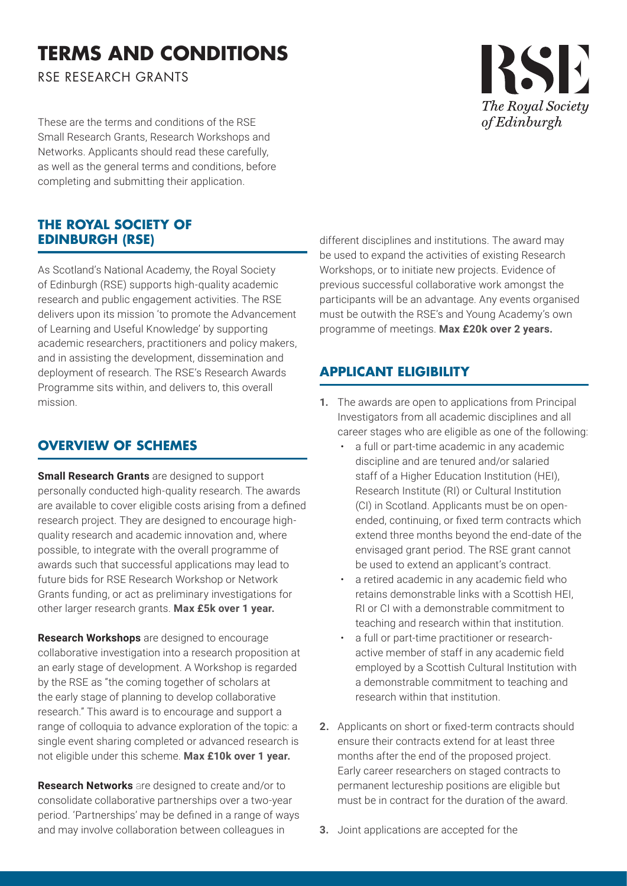# TERMS AND CONDITIONS

RSE RESEARCH GRANTS

These are the terms and conditions of the RSE Small Research Grants, Research Workshops and Networks. Applicants should read these carefully, as well as the general terms and conditions, before completing and submitting their application.

## THE ROYAL SOCIETY OF EDINBURGH (RSE)

As Scotland's National Academy, the Royal Society of Edinburgh (RSE) supports high-quality academic research and public engagement activities. The RSE delivers upon its mission 'to promote the Advancement of Learning and Useful Knowledge' by supporting academic researchers, practitioners and policy makers, and in assisting the development, dissemination and deployment of research. The RSE's Research Awards Programme sits within, and delivers to, this overall mission.

## OVERVIEW OF SCHEMES

**Small Research Grants** are designed to support personally conducted high-quality research. The awards are available to cover eligible costs arising from a defined research project. They are designed to encourage high-quality research and academic innovation and, where possible, to integrate with the overall programme of awards such that successful applications may lead to future bids for RSE Research Workshop or Network Grants funding, or act as preliminary investigations for other larger research grants. **Max £5k over 1 year.**

**Research Workshops** are designed to encourage collaborative investigation into a research proposition at an early stage of development. A Workshop is regarded by the RSE as "the coming together of scholars at the early stage of planning to develop collaborative research." This award is to encourage and support a range of colloquia to advance exploration of the topic: a single event sharing completed or advanced research is not eligible under this scheme. **Max £10k over 1 year.**

**Research Networks** are designed to create and/or to consolidate collaborative partnerships over a two-year period. 'Partnerships' may be defined in a range of ways and may involve collaboration between colleagues in different disciplines and institutions. The award may be used to expand the activities of existing Research Workshops, or to initiate new projects. Evidence of previous successful collaborative work amongst the participants will be an advantage. Any events organised must be outwith the RSE's and Young Academy's own programme of meetings. **Max £20k over 2 years.**

## APPLICANT ELIGIBILITY

1. The awards are open to applications from Principal Investigators from all academic disciplines and all career stages who are eligible as one of the following:
   - a full or part-time academic in any academic discipline and are tenured and/or salaried staff of a Higher Education Institution (HEI), Research Institute (RI) or Cultural Institution (CI) in Scotland. Applicants must be on open-ended, continuing, or fixed term contracts which extend three months beyond the end-date of the envisaged grant period. The RSE grant cannot be used to extend an applicant's contract.
   - a retired academic in any academic field who retains demonstrable links with a Scottish HEI, RI or CI with a demonstrable commitment to teaching and research within that institution.
   - a full or part-time practitioner or research-active member of staff in any academic field employed by a Scottish Cultural Institution with a demonstrable commitment to teaching and research within that institution.

2. Applicants on short or fixed-term contracts should ensure their contracts extend for at least three months after the end of the proposed project. Early career researchers on staged contracts to permanent lectureship positions are eligible but must be in contract for the duration of the award.

3. Joint applications are accepted for the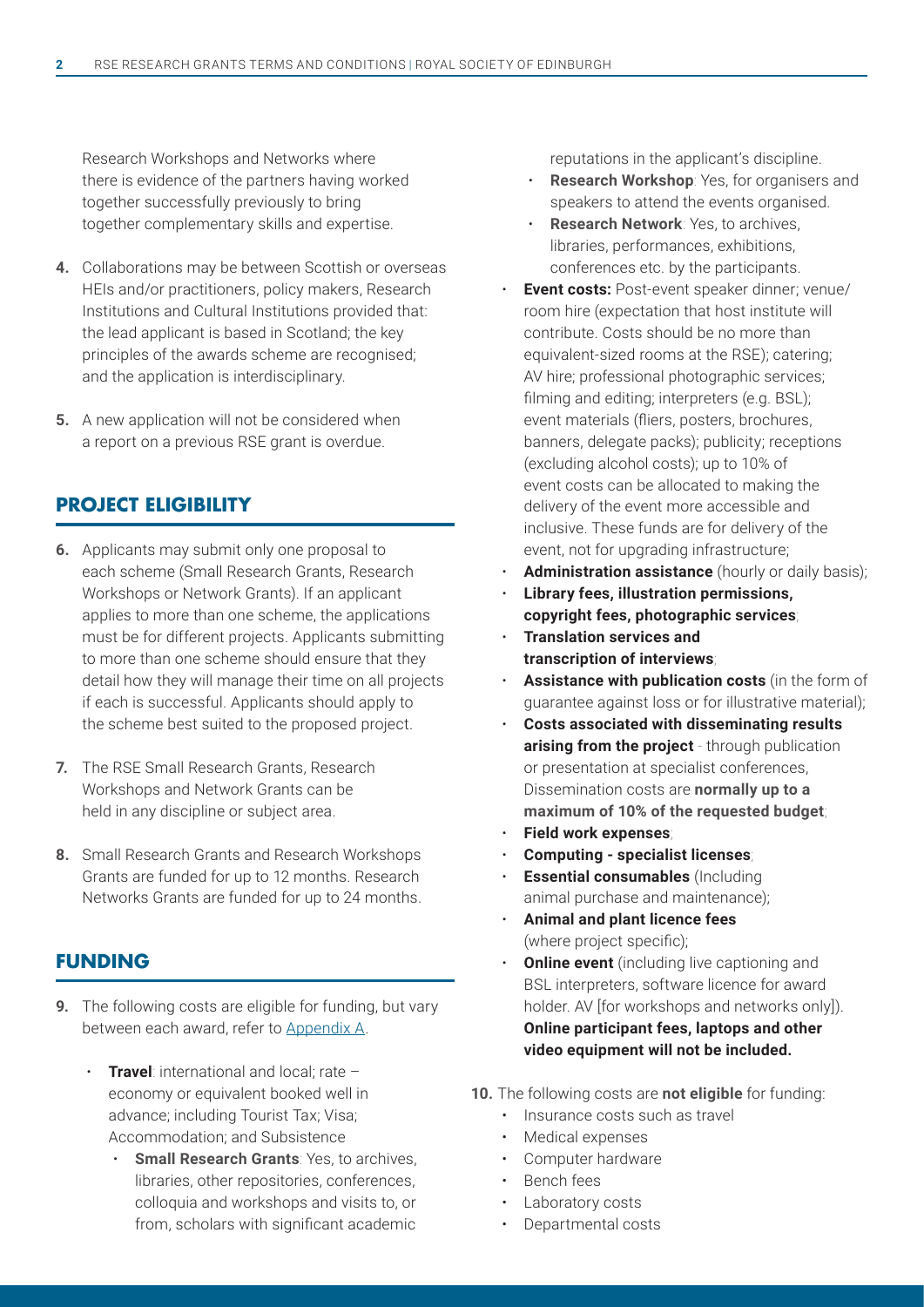Research Workshops and Networks where there is evidence of the partners having worked together successfully previously to bring together complementary skills and expertise.

4. Collaborations may be between Scottish or overseas HEIs and/or practitioners, policy makers, Research Institutions and Cultural Institutions provided that: the lead applicant is based in Scotland; the key principles of the awards scheme are recognised; and the application is interdisciplinary.

5. A new application will not be considered when a report on a previous RSE grant is overdue.

## PROJECT ELIGIBILITY

6. Applicants may submit only one proposal to each scheme (Small Research Grants, Research Workshops or Network Grants). If an applicant applies to more than one scheme, the applications must be for different projects. Applicants submitting to more than one scheme should ensure that they detail how they will manage their time on all projects if each is successful. Applicants should apply to the scheme best suited to the proposed project.

7. The RSE Small Research Grants, Research Workshops and Network Grants can be held in any discipline or subject area.

8. Small Research Grants and Research Workshops Grants are funded for up to 12 months. Research Networks Grants are funded for up to 24 months.

## FUNDING

9. The following costs are eligible for funding, but vary between each award, refer to Appendix A.

   - **Travel**: international and local; rate – economy or equivalent booked well in advance; including Tourist Tax; Visa; Accommodation; and Subsistence
     - **Small Research Grants**: Yes, to archives, libraries, other repositories, conferences, colloquia and workshops and visits to, or from, scholars with significant academic reputations in the applicant's discipline.
     - **Research Workshop**: Yes, for organisers and speakers to attend the events organised.
     - **Research Network**: Yes, to archives, libraries, performances, exhibitions, conferences etc. by the participants.
   - **Event costs:** Post-event speaker dinner; venue/room hire (expectation that host institute will contribute. Costs should be no more than equivalent-sized rooms at the RSE); catering; AV hire; professional photographic services; filming and editing; interpreters (e.g. BSL); event materials (fliers, posters, brochures, banners, delegate packs); publicity; receptions (excluding alcohol costs); up to 10% of event costs can be allocated to making the delivery of the event more accessible and inclusive. These funds are for delivery of the event, not for upgrading infrastructure;
   - **Administration assistance** (hourly or daily basis);
   - **Library fees, illustration permissions, copyright fees, photographic services**;
   - **Translation services and transcription of interviews**;
   - **Assistance with publication costs** (in the form of guarantee against loss or for illustrative material);
   - **Costs associated with disseminating results arising from the project** - through publication or presentation at specialist conferences, Dissemination costs are **normally up to a maximum of 10% of the requested budget**;
   - **Field work expenses**;
   - **Computing - specialist licenses**;
   - **Essential consumables** (Including animal purchase and maintenance);
   - **Animal and plant licence fees** (where project specific);
   - **Online event** (including live captioning and BSL interpreters, software licence for award holder. AV [for workshops and networks only]). **Online participant fees, laptops and other video equipment will not be included.**

10. The following costs are **not eligible** for funding:
    - Insurance costs such as travel
    - Medical expenses
    - Computer hardware
    - Bench fees
    - Laboratory costs
    - Departmental costs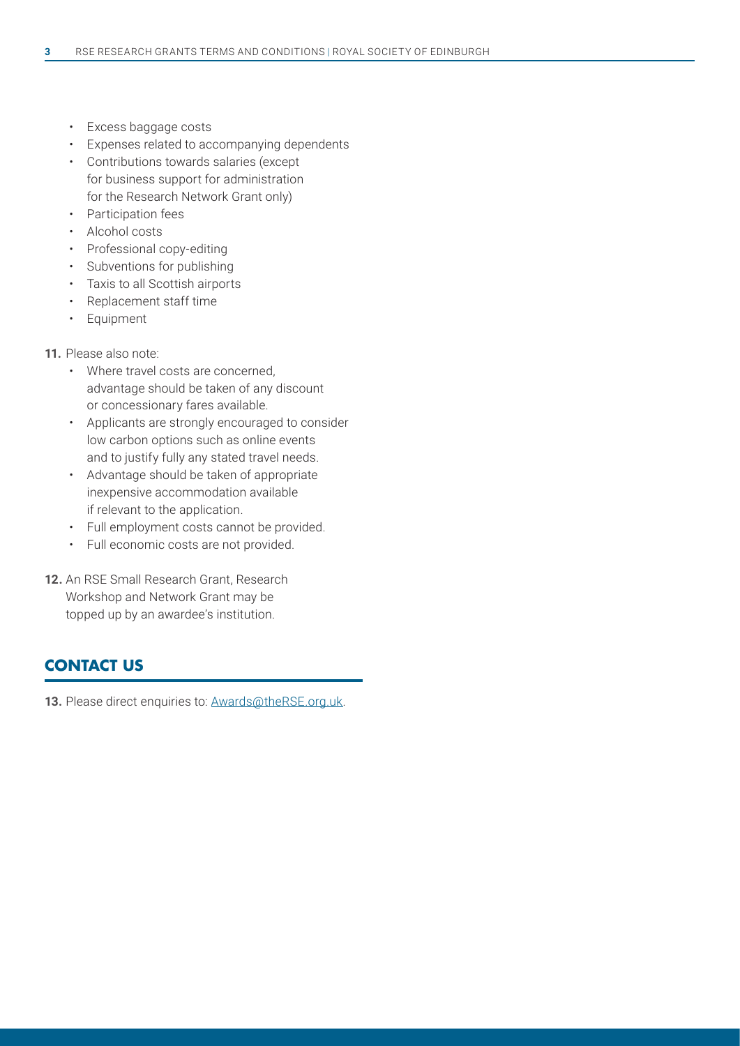- Excess baggage costs
- Expenses related to accompanying dependents
- Contributions towards salaries (except for business support for administration for the Research Network Grant only)
- Participation fees
- Alcohol costs
- Professional copy-editing
- Subventions for publishing
- Taxis to all Scottish airports
- Replacement staff time
- Equipment

**11.** Please also note:

- Where travel costs are concerned, advantage should be taken of any discount or concessionary fares available.
- Applicants are strongly encouraged to consider low carbon options such as online events and to justify fully any stated travel needs.
- Advantage should be taken of appropriate inexpensive accommodation available if relevant to the application.
- Full employment costs cannot be provided.
- Full economic costs are not provided.

**12.** An RSE Small Research Grant, Research Workshop and Network Grant may be topped up by an awardee's institution.

## CONTACT US

**13.** Please direct enquiries to: Awards@theRSE.org.uk.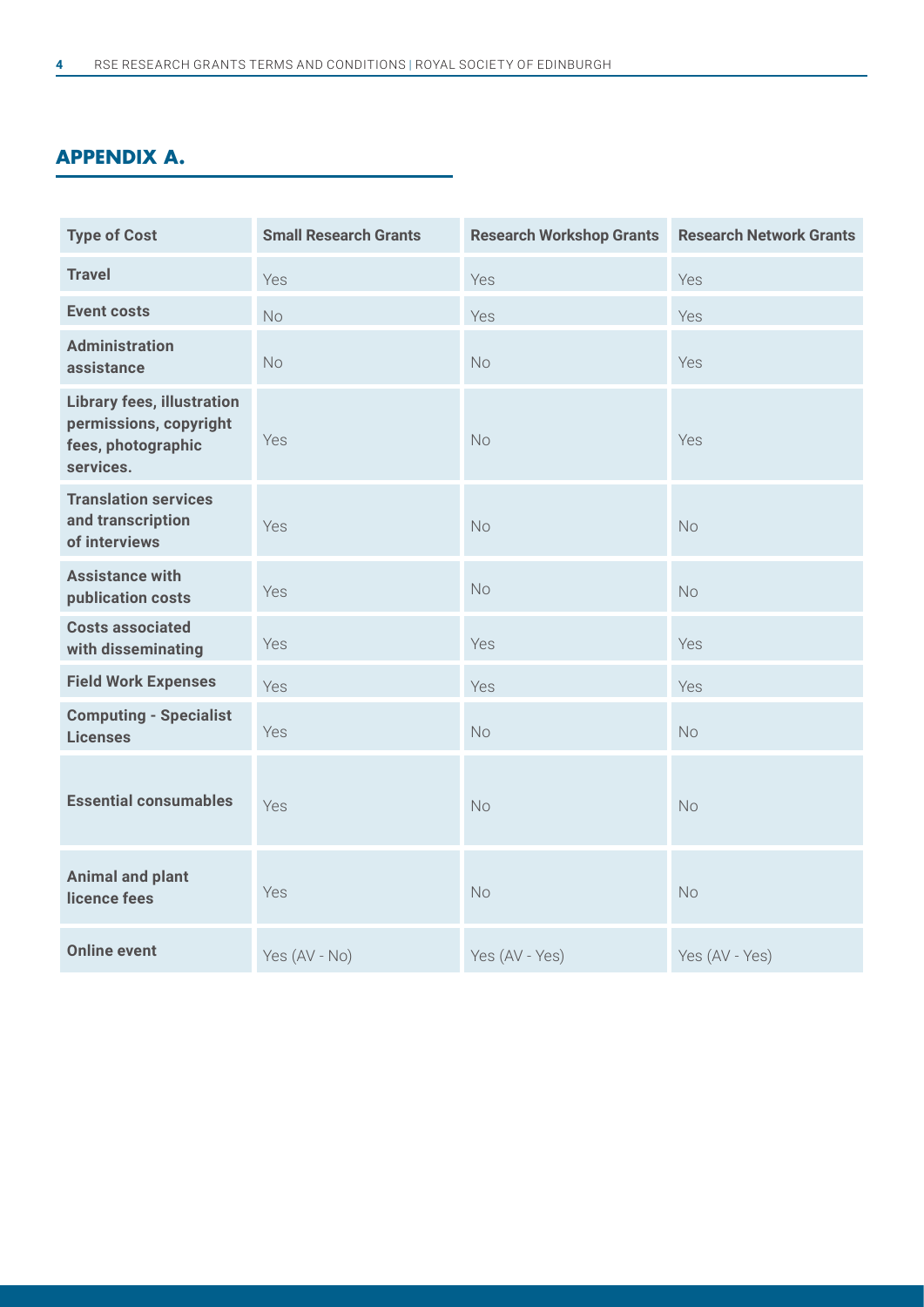## APPENDIX A.

| Type of Cost | Small Research Grants | Research Workshop Grants | Research Network Grants |
|---|---|---|---|
| **Travel** | Yes | Yes | Yes |
| **Event costs** | No | Yes | Yes |
| **Administration assistance** | No | No | Yes |
| **Library fees, illustration permissions, copyright fees, photographic services.** | Yes | No | Yes |
| **Translation services and transcription of interviews** | Yes | No | No |
| **Assistance with publication costs** | Yes | No | No |
| **Costs associated with disseminating** | Yes | Yes | Yes |
| **Field Work Expenses** | Yes | Yes | Yes |
| **Computing - Specialist Licenses** | Yes | No | No |
| **Essential consumables** | Yes | No | No |
| **Animal and plant licence fees** | Yes | No | No |
| **Online event** | Yes (AV - No) | Yes (AV - Yes) | Yes (AV - Yes) |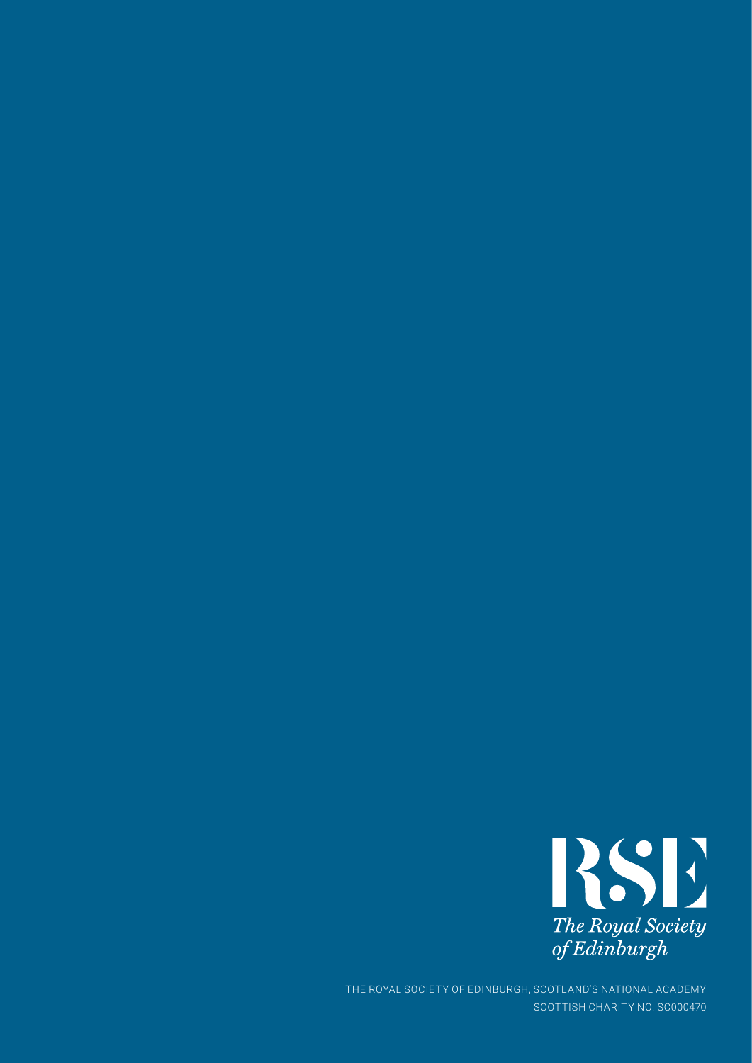RSE

*The Royal Society of Edinburgh*

THE ROYAL SOCIETY OF EDINBURGH, SCOTLAND'S NATIONAL ACADEMY

SCOTTISH CHARITY NO. SC000470